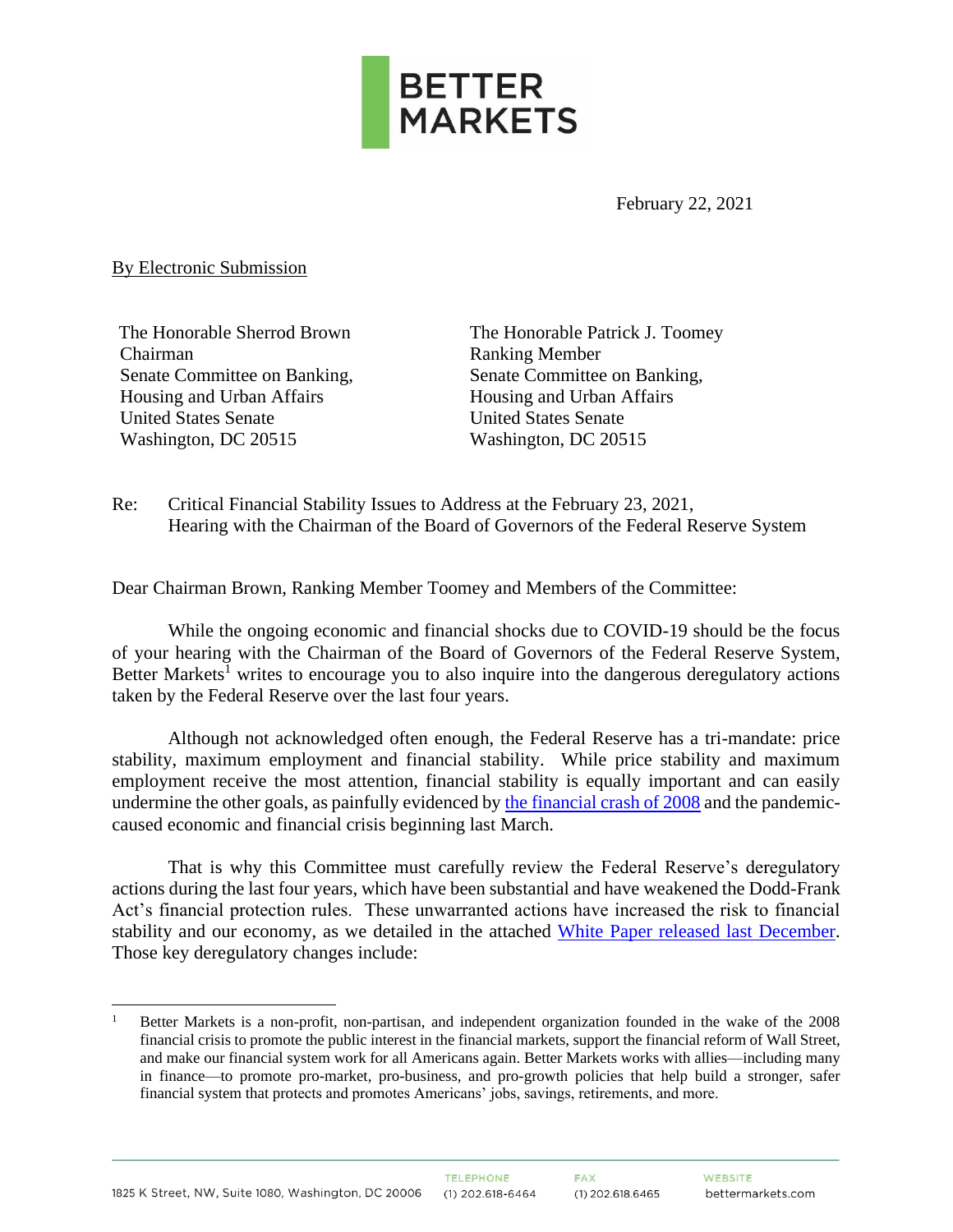BETTER MARKETS

February 22, 2021

By Electronic Submission

The Honorable Sherrod Brown
Chairman
Senate Committee on Banking,
Housing and Urban Affairs
United States Senate
Washington, DC 20515

The Honorable Patrick J. Toomey
Ranking Member
Senate Committee on Banking,
Housing and Urban Affairs
United States Senate
Washington, DC 20515

Re: Critical Financial Stability Issues to Address at the February 23, 2021, Hearing with the Chairman of the Board of Governors of the Federal Reserve System

Dear Chairman Brown, Ranking Member Toomey and Members of the Committee:

While the ongoing economic and financial shocks due to COVID-19 should be the focus of your hearing with the Chairman of the Board of Governors of the Federal Reserve System, Better Markets[1] writes to encourage you to also inquire into the dangerous deregulatory actions taken by the Federal Reserve over the last four years.

Although not acknowledged often enough, the Federal Reserve has a tri-mandate: price stability, maximum employment and financial stability. While price stability and maximum employment receive the most attention, financial stability is equally important and can easily undermine the other goals, as painfully evidenced by the financial crash of 2008 and the pandemic-caused economic and financial crisis beginning last March.

That is why this Committee must carefully review the Federal Reserve's deregulatory actions during the last four years, which have been substantial and have weakened the Dodd-Frank Act's financial protection rules. These unwarranted actions have increased the risk to financial stability and our economy, as we detailed in the attached White Paper released last December. Those key deregulatory changes include:

[1] Better Markets is a non-profit, non-partisan, and independent organization founded in the wake of the 2008 financial crisis to promote the public interest in the financial markets, support the financial reform of Wall Street, and make our financial system work for all Americans again. Better Markets works with allies—including many in finance—to promote pro-market, pro-business, and pro-growth policies that help build a stronger, safer financial system that protects and promotes Americans' jobs, savings, retirements, and more.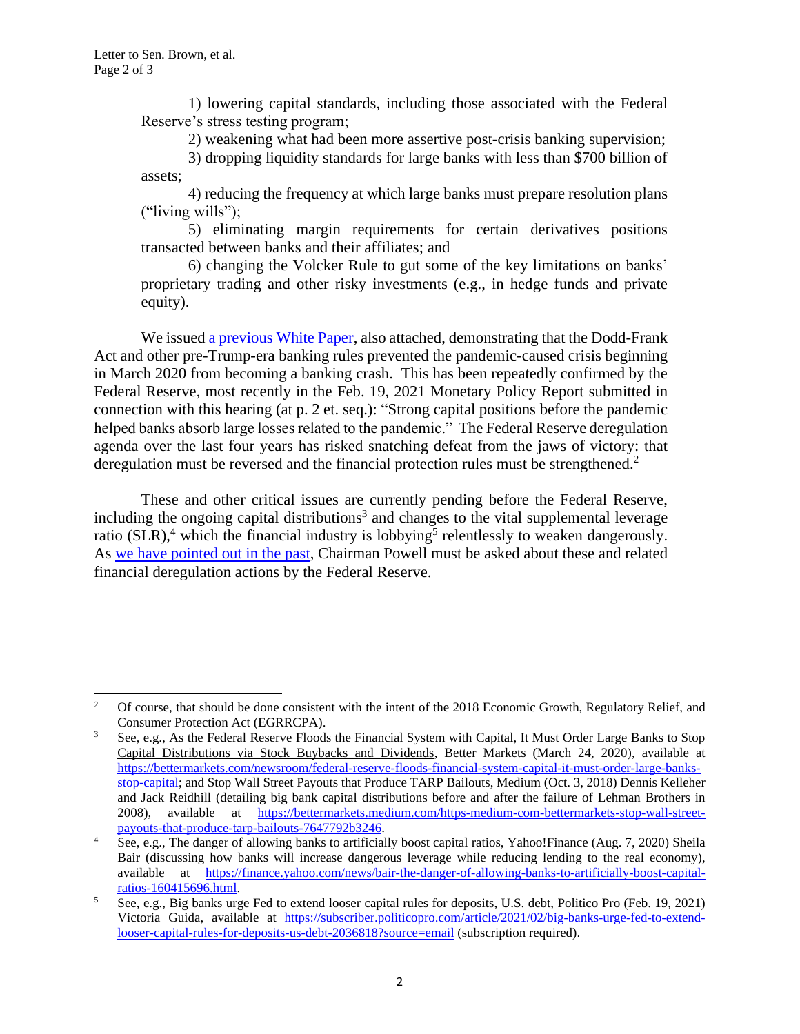1) lowering capital standards, including those associated with the Federal Reserve's stress testing program;

2) weakening what had been more assertive post-crisis banking supervision;

3) dropping liquidity standards for large banks with less than $700 billion of assets;

4) reducing the frequency at which large banks must prepare resolution plans ("living wills");

5) eliminating margin requirements for certain derivatives positions transacted between banks and their affiliates; and

6) changing the Volcker Rule to gut some of the key limitations on banks' proprietary trading and other risky investments (e.g., in hedge funds and private equity).

We issued [a previous White Paper](), also attached, demonstrating that the Dodd-Frank Act and other pre-Trump-era banking rules prevented the pandemic-caused crisis beginning in March 2020 from becoming a banking crash. This has been repeatedly confirmed by the Federal Reserve, most recently in the Feb. 19, 2021 Monetary Policy Report submitted in connection with this hearing (at p. 2 et. seq.): "Strong capital positions before the pandemic helped banks absorb large losses related to the pandemic." The Federal Reserve deregulation agenda over the last four years has risked snatching defeat from the jaws of victory: that deregulation must be reversed and the financial protection rules must be strengthened.[2]

These and other critical issues are currently pending before the Federal Reserve, including the ongoing capital distributions[3] and changes to the vital supplemental leverage ratio (SLR),[4] which the financial industry is lobbying[5] relentlessly to weaken dangerously. As [we have pointed out in the past](), Chairman Powell must be asked about these and related financial deregulation actions by the Federal Reserve.

---

[2] Of course, that should be done consistent with the intent of the 2018 Economic Growth, Regulatory Relief, and Consumer Protection Act (EGRRCPA).

[3] See, e.g., As the Federal Reserve Floods the Financial System with Capital, It Must Order Large Banks to Stop Capital Distributions via Stock Buybacks and Dividends, Better Markets (March 24, 2020), available at https://bettermarkets.com/newsroom/federal-reserve-floods-financial-system-capital-it-must-order-large-banks-stop-capital; and Stop Wall Street Payouts that Produce TARP Bailouts, Medium (Oct. 3, 2018) Dennis Kelleher and Jack Reidhill (detailing big bank capital distributions before and after the failure of Lehman Brothers in 2008), available at https://bettermarkets.medium.com/https-medium-com-bettermarkets-stop-wall-street-payouts-that-produce-tarp-bailouts-7647792b3246.

[4] See, e.g., The danger of allowing banks to artificially boost capital ratios, Yahoo!Finance (Aug. 7, 2020) Sheila Bair (discussing how banks will increase dangerous leverage while reducing lending to the real economy), available at https://finance.yahoo.com/news/bair-the-danger-of-allowing-banks-to-artificially-boost-capital-ratios-160415696.html.

[5] See, e.g., Big banks urge Fed to extend looser capital rules for deposits, U.S. debt, Politico Pro (Feb. 19, 2021) Victoria Guida, available at https://subscriber.politicopro.com/article/2021/02/big-banks-urge-fed-to-extend-looser-capital-rules-for-deposits-us-debt-2036818?source=email (subscription required).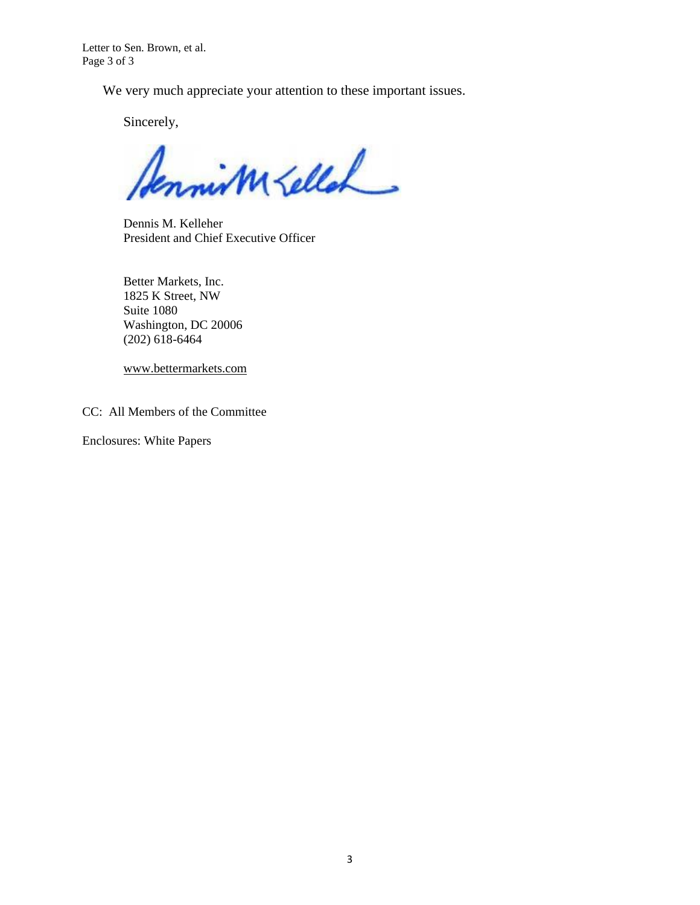We very much appreciate your attention to these important issues.

Sincerely,

Dennis M. Kelleher
President and Chief Executive Officer

Better Markets, Inc.
1825 K Street, NW
Suite 1080
Washington, DC 20006
(202) 618-6464

www.bettermarkets.com

CC: All Members of the Committee

Enclosures: White Papers